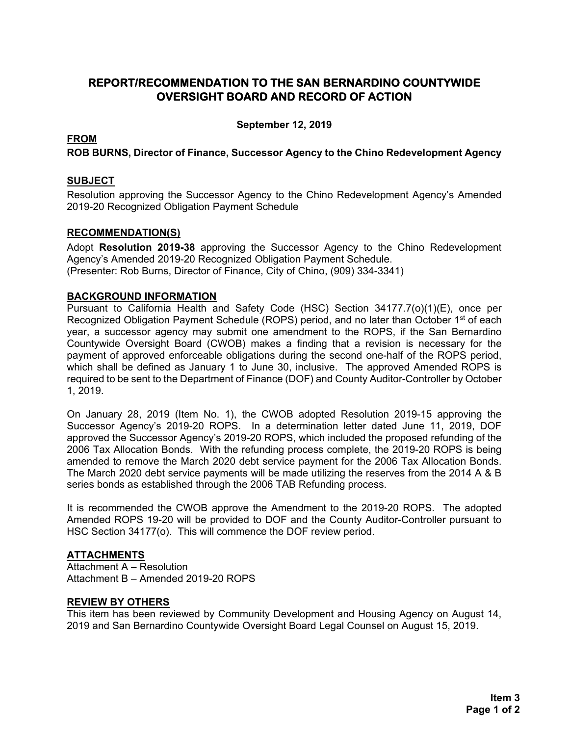# REPORT/RECOMMENDATION TO THE SAN BERNARDINO COUNTYWIDE OVERSIGHT BOARD AND RECORD OF ACTION

**September 12, 2019**

**FROM**

**ROB BURNS, Director of Finance, Successor Agency to the Chino Redevelopment Agency**

## SUBJECT

Resolution approving the Successor Agency to the Chino Redevelopment Agency's Amended 2019-20 Recognized Obligation Payment Schedule

## RECOMMENDATION(S)

Adopt **Resolution 2019-38** approving the Successor Agency to the Chino Redevelopment Agency's Amended 2019-20 Recognized Obligation Payment Schedule.
(Presenter: Rob Burns, Director of Finance, City of Chino, (909) 334-3341)

## BACKGROUND INFORMATION

Pursuant to California Health and Safety Code (HSC) Section 34177.7(o)(1)(E), once per Recognized Obligation Payment Schedule (ROPS) period, and no later than October 1st of each year, a successor agency may submit one amendment to the ROPS, if the San Bernardino Countywide Oversight Board (CWOB) makes a finding that a revision is necessary for the payment of approved enforceable obligations during the second one-half of the ROPS period, which shall be defined as January 1 to June 30, inclusive. The approved Amended ROPS is required to be sent to the Department of Finance (DOF) and County Auditor-Controller by October 1, 2019.

On January 28, 2019 (Item No. 1), the CWOB adopted Resolution 2019-15 approving the Successor Agency's 2019-20 ROPS. In a determination letter dated June 11, 2019, DOF approved the Successor Agency's 2019-20 ROPS, which included the proposed refunding of the 2006 Tax Allocation Bonds. With the refunding process complete, the 2019-20 ROPS is being amended to remove the March 2020 debt service payment for the 2006 Tax Allocation Bonds. The March 2020 debt service payments will be made utilizing the reserves from the 2014 A & B series bonds as established through the 2006 TAB Refunding process.

It is recommended the CWOB approve the Amendment to the 2019-20 ROPS. The adopted Amended ROPS 19-20 will be provided to DOF and the County Auditor-Controller pursuant to HSC Section 34177(o). This will commence the DOF review period.

## ATTACHMENTS

Attachment A – Resolution
Attachment B – Amended 2019-20 ROPS

## REVIEW BY OTHERS

This item has been reviewed by Community Development and Housing Agency on August 14, 2019 and San Bernardino Countywide Oversight Board Legal Counsel on August 15, 2019.

**Item 3**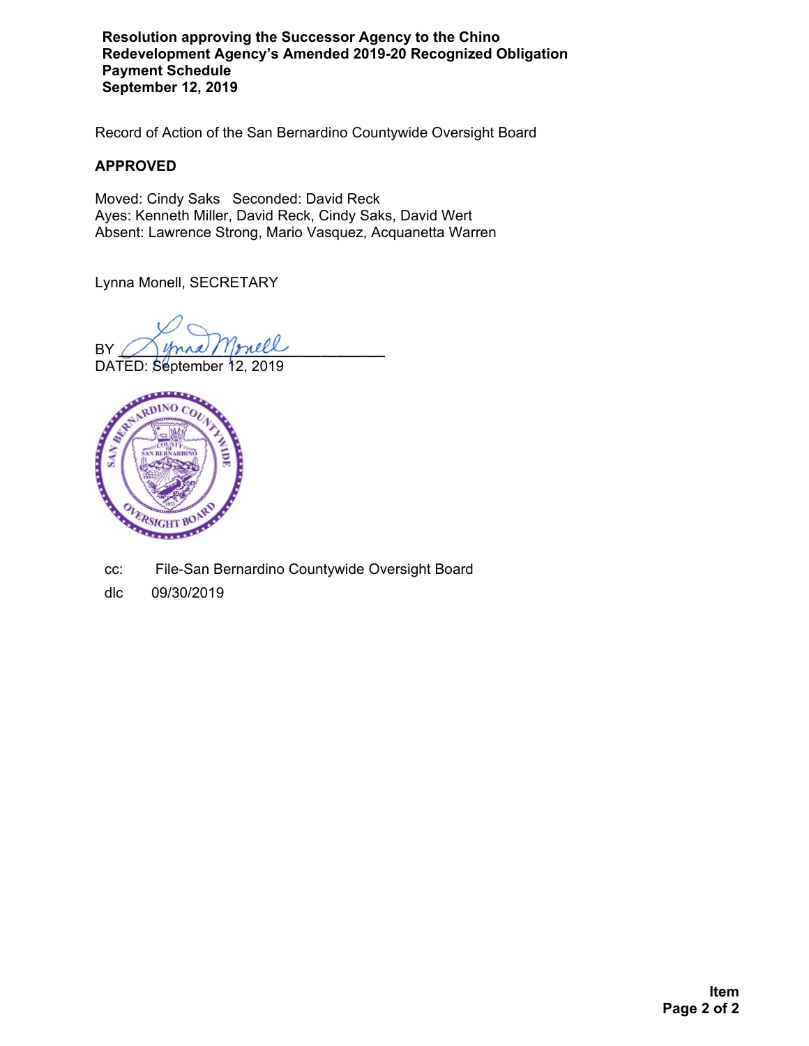**Resolution approving the Successor Agency to the Chino Redevelopment Agency's Amended 2019-20 Recognized Obligation Payment Schedule**
**September 12, 2019**

Record of Action of the San Bernardino Countywide Oversight Board

**APPROVED**

Moved: Cindy Saks   Seconded: David Reck
Ayes: Kenneth Miller, David Reck, Cindy Saks, David Wert
Absent: Lawrence Strong, Mario Vasquez, Acquanetta Warren

Lynna Monell, SECRETARY

BY ______________________________
DATED: September 12, 2019

cc: File-San Bernardino Countywide Oversight Board

dlc 09/30/2019

**Item**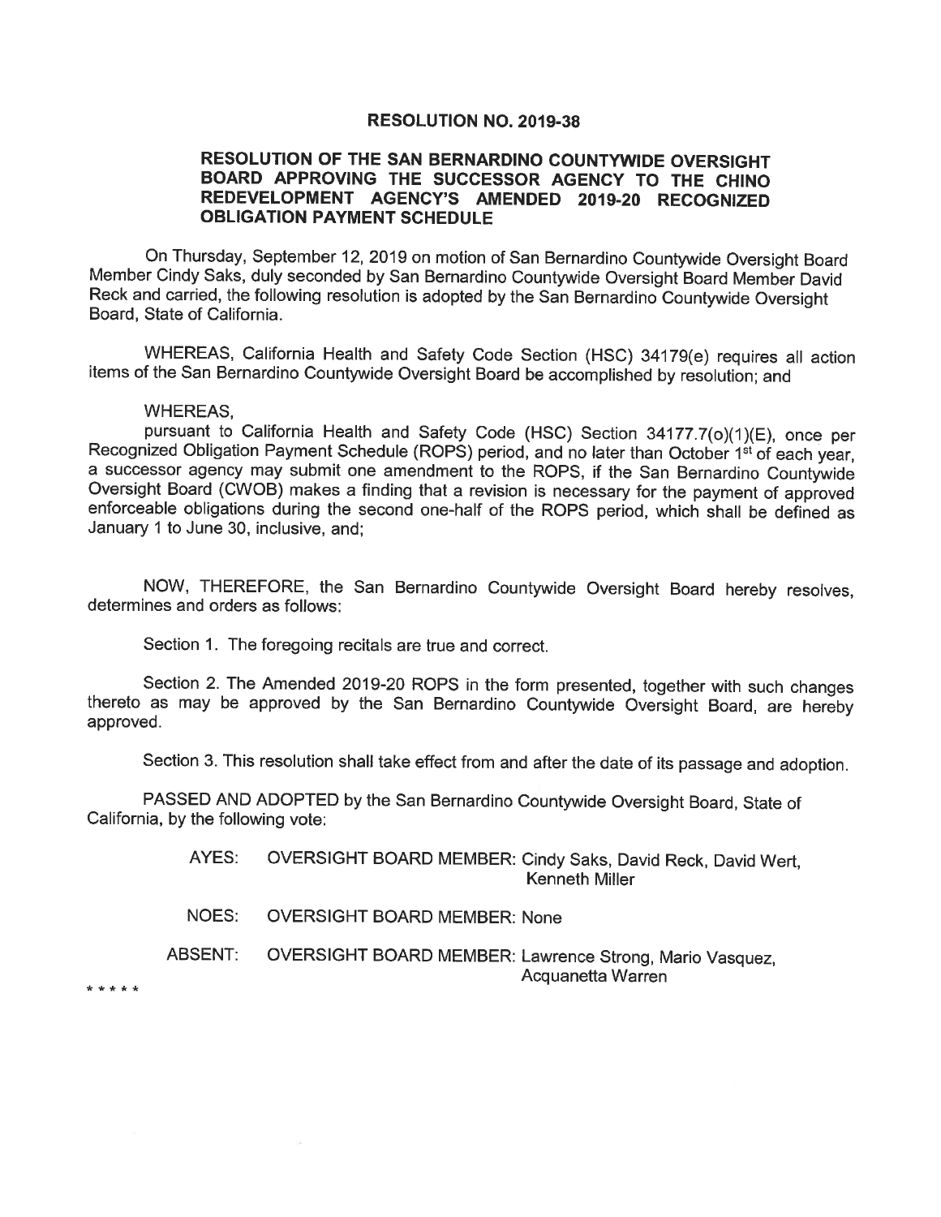## RESOLUTION NO. 2019-38

### RESOLUTION OF THE SAN BERNARDINO COUNTYWIDE OVERSIGHT BOARD APPROVING THE SUCCESSOR AGENCY TO THE CHINO REDEVELOPMENT AGENCY'S AMENDED 2019-20 RECOGNIZED OBLIGATION PAYMENT SCHEDULE

On Thursday, September 12, 2019 on motion of San Bernardino Countywide Oversight Board Member Cindy Saks, duly seconded by San Bernardino Countywide Oversight Board Member David Reck and carried, the following resolution is adopted by the San Bernardino Countywide Oversight Board, State of California.

WHEREAS, California Health and Safety Code Section (HSC) 34179(e) requires all action items of the San Bernardino Countywide Oversight Board be accomplished by resolution; and

WHEREAS,
pursuant to California Health and Safety Code (HSC) Section 34177.7(o)(1)(E), once per Recognized Obligation Payment Schedule (ROPS) period, and no later than October 1st of each year, a successor agency may submit one amendment to the ROPS, if the San Bernardino Countywide Oversight Board (CWOB) makes a finding that a revision is necessary for the payment of approved enforceable obligations during the second one-half of the ROPS period, which shall be defined as January 1 to June 30, inclusive, and;

NOW, THEREFORE, the San Bernardino Countywide Oversight Board hereby resolves, determines and orders as follows:

Section 1. The foregoing recitals are true and correct.

Section 2. The Amended 2019-20 ROPS in the form presented, together with such changes thereto as may be approved by the San Bernardino Countywide Oversight Board, are hereby approved.

Section 3. This resolution shall take effect from and after the date of its passage and adoption.

PASSED AND ADOPTED by the San Bernardino Countywide Oversight Board, State of California, by the following vote:

AYES: OVERSIGHT BOARD MEMBER: Cindy Saks, David Reck, David Wert, Kenneth Miller

NOES: OVERSIGHT BOARD MEMBER: None

ABSENT: OVERSIGHT BOARD MEMBER: Lawrence Strong, Mario Vasquez, Acquanetta Warren

* * * * *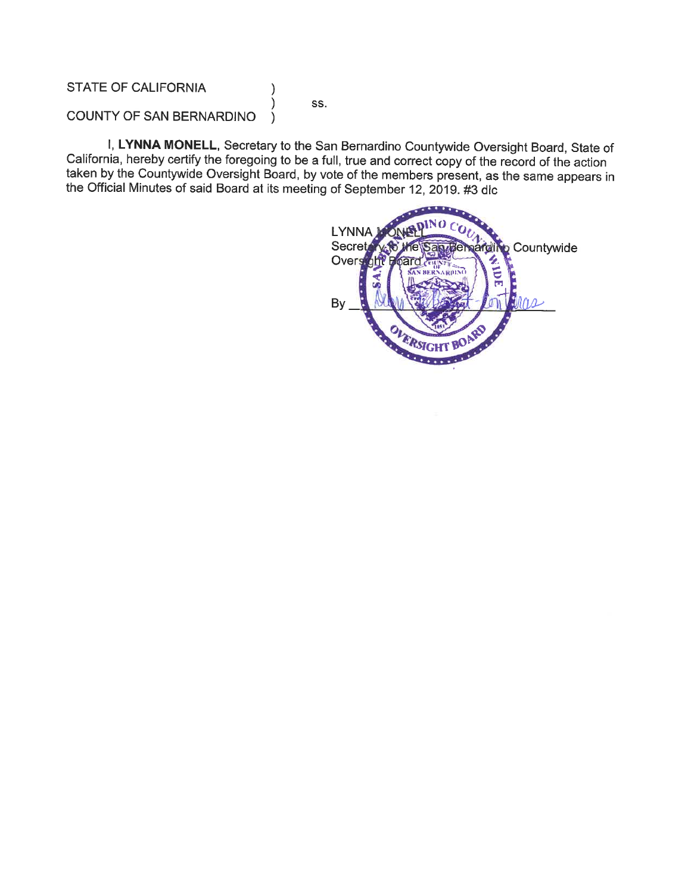STATE OF CALIFORNIA )
) ss.
COUNTY OF SAN BERNARDINO )

I, **LYNNA MONELL**, Secretary to the San Bernardino Countywide Oversight Board, State of California, hereby certify the foregoing to be a full, true and correct copy of the record of the action taken by the Countywide Oversight Board, by vote of the members present, as the same appears in the Official Minutes of said Board at its meeting of September 12, 2019. #3 dlc

LYNNA MONELL
Secretary to the San Bernardino Countywide Oversight Board

By ______________________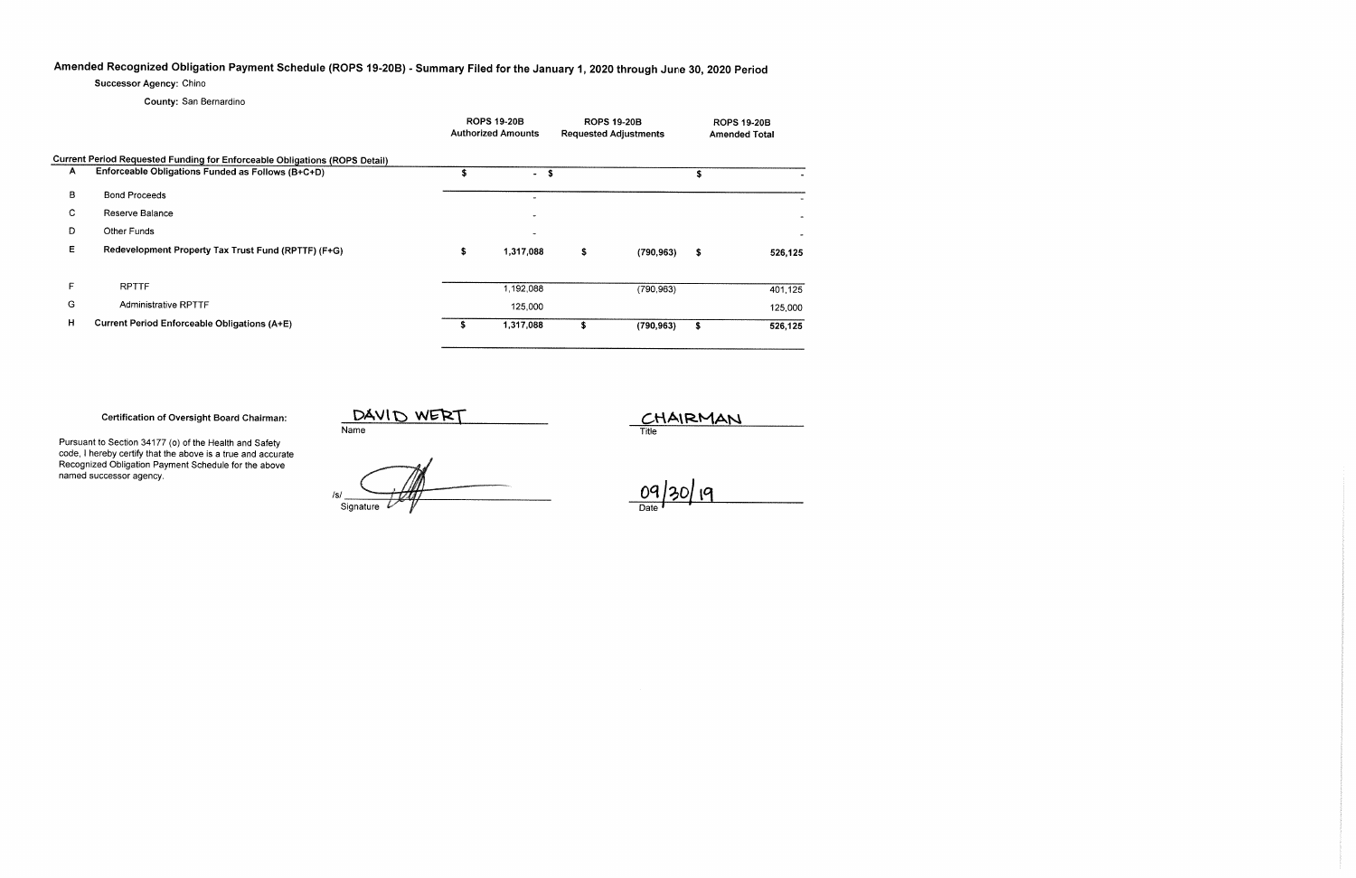# Amended Recognized Obligation Payment Schedule (ROPS 19-20B) - Summary Filed for the January 1, 2020 through June 30, 2020 Period

**Successor Agency:** Chino

**County:** San Bernardino

| | | ROPS 19-20B Authorized Amounts | ROPS 19-20B Requested Adjustments | ROPS 19-20B Amended Total |
|---|---|---|---|---|
| | **Current Period Requested Funding for Enforceable Obligations (ROPS Detail)** | | | |
| A | **Enforceable Obligations Funded as Follows (B+C+D)** | $ - | $ | $ - |
| B | Bond Proceeds | - | | - |
| C | Reserve Balance | - | | - |
| D | Other Funds | - | | - |
| E | **Redevelopment Property Tax Trust Fund (RPTTF) (F+G)** | $ 1,317,088 | $ (790,963) | $ 526,125 |
| F | RPTTF | 1,192,088 | (790,963) | 401,125 |
| G | Administrative RPTTF | 125,000 | | 125,000 |
| H | **Current Period Enforceable Obligations (A+E)** | $ 1,317,088 | $ (790,963) | $ 526,125 |

**Certification of Oversight Board Chairman:**

Pursuant to Section 34177 (o) of the Health and Safety code, I hereby certify that the above is a true and accurate Recognized Obligation Payment Schedule for the above named successor agency.

DAVID WERT
Name

CHAIRMAN
Title

/s/ [signature]
Signature

09/30/19
Date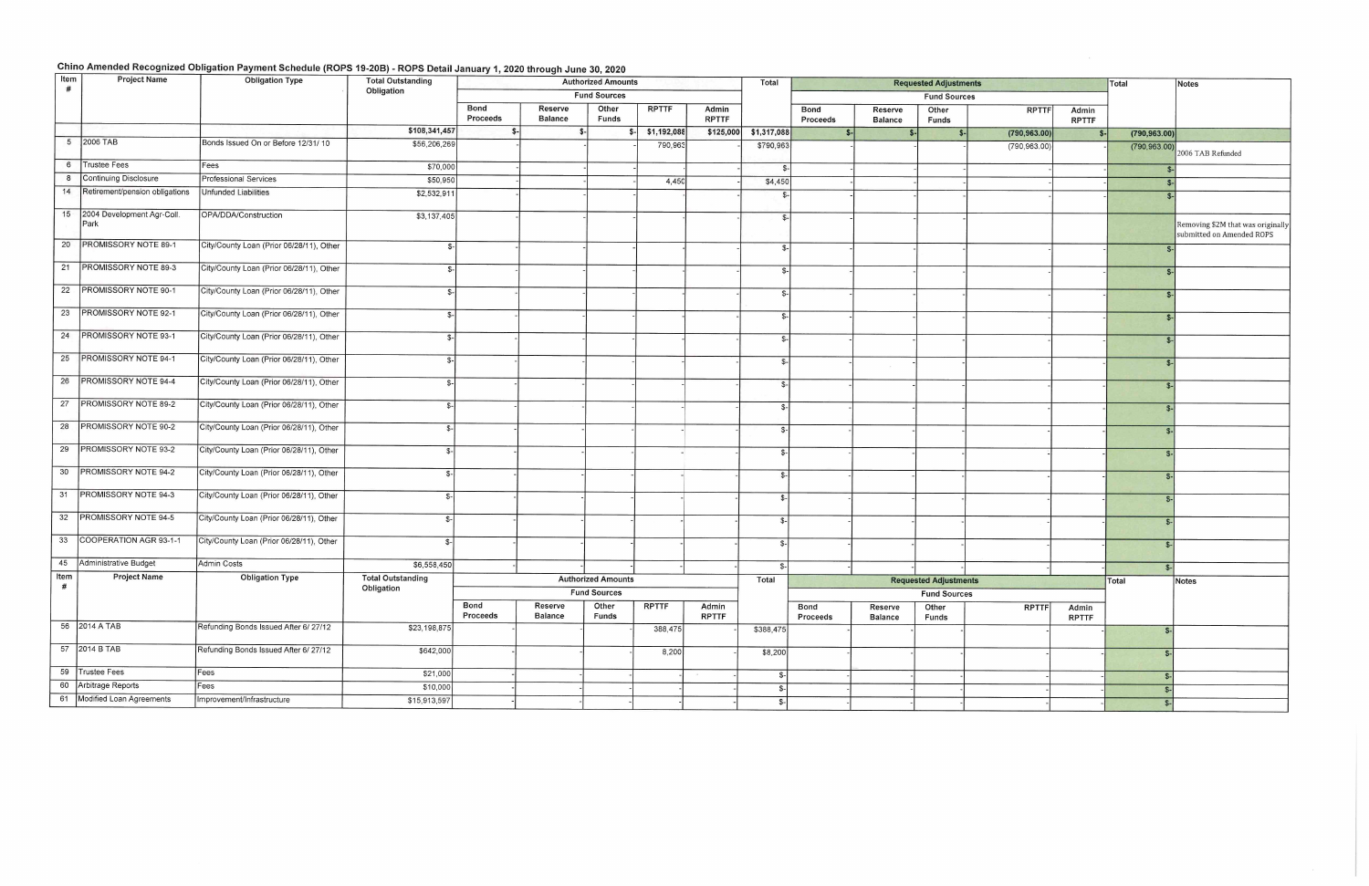## Chino Amended Recognized Obligation Payment Schedule (ROPS 19-20B) - ROPS Detail January 1, 2020 through June 30, 2020

| Item # | Project Name | Obligation Type | Total Outstanding Obligation | Authorized Amounts | | | | | Total | Requested Adjustments | | | | | Total | Notes |
|---|---|---|---|---|---|---|---|---|---|---|---|---|---|---|---|---|
| | | | | Fund Sources | | | | | | Fund Sources | | | | | | |
| | | | | Bond Proceeds | Reserve Balance | Other Funds | RPTTF | Admin RPTTF | | Bond Proceeds | Reserve Balance | Other Funds | RPTTF | Admin RPTTF | | |
| | | | $108,341,457 | $- | $- | $- | $1,192,088 | $125,000 | $1,317,088 | $- | $- | $- | (790,963.00) | $- | (790,963.00) | |
| 5 | 2006 TAB | Bonds Issued On or Before 12/31/10 | $56,206,269 | | | | 790,963 | | $790,963 | | | | (790,963.00) | | (790,963.00) | 2006 TAB Refunded |
| 6 | Trustee Fees | Fees | $70,000 | | - | | | | $- | | - | | - | - | $- | |
| 8 | Continuing Disclosure | Professional Services | $50,950 | | - | | 4,450 | | $4,450 | | - | | - | - | $- | |
| 14 | Retirement/pension obligations | Unfunded Liabilities | $2,532,911 | | - | | | | $- | | - | | - | - | $- | |
| 15 | 2004 Development Agr-Coll. Park | OPA/DDA/Construction | $3,137,405 | | | | | | $- | | - | | - | - | | Removing $2M that was originally submitted on Amended ROPS |
| 20 | PROMISSORY NOTE 89-1 | City/County Loan (Prior 06/28/11), Other | $- | | - | | | | $- | | - | | - | - | $- | |
| 21 | PROMISSORY NOTE 89-3 | City/County Loan (Prior 06/28/11), Other | $- | | - | | | | $- | | - | | - | - | $- | |
| 22 | PROMISSORY NOTE 90-1 | City/County Loan (Prior 06/28/11), Other | $- | | - | | | | $- | | - | | - | - | $- | |
| 23 | PROMISSORY NOTE 92-1 | City/County Loan (Prior 06/28/11), Other | $- | | - | | | | $- | | - | | - | - | $- | |
| 24 | PROMISSORY NOTE 93-1 | City/County Loan (Prior 06/28/11), Other | $- | | - | | | | $- | | - | | - | - | $- | |
| 25 | PROMISSORY NOTE 94-1 | City/County Loan (Prior 06/28/11), Other | $- | | - | | | | $- | | - | | - | - | $- | |
| 26 | PROMISSORY NOTE 94-4 | City/County Loan (Prior 06/28/11), Other | $- | | - | | | | $- | | - | | - | - | $- | |
| 27 | PROMISSORY NOTE 89-2 | City/County Loan (Prior 06/28/11), Other | $- | | - | | | | $- | | - | | - | - | $- | |
| 28 | PROMISSORY NOTE 90-2 | City/County Loan (Prior 06/28/11), Other | $- | | - | | | | $- | | - | | - | - | $- | |
| 29 | PROMISSORY NOTE 93-2 | City/County Loan (Prior 06/28/11), Other | $- | | - | | - | | $- | | - | | - | - | $- | |
| 30 | PROMISSORY NOTE 94-2 | City/County Loan (Prior 06/28/11), Other | $- | | - | | | | $- | | - | | - | - | $- | |
| 31 | PROMISSORY NOTE 94-3 | City/County Loan (Prior 06/28/11), Other | $- | | - | | | | $- | | - | | - | - | $- | |
| 32 | PROMISSORY NOTE 94-5 | City/County Loan (Prior 06/28/11), Other | $- | | - | | | | $- | | - | | - | - | $- | |
| 33 | COOPERATION AGR 93-1-1 | City/County Loan (Prior 06/28/11), Other | $- | | - | | | | $- | | - | | - | - | $- | |
| 45 | Administrative Budget | Admin Costs | $6,558,450 | | - | | | | $- | | - | | - | - | $- | |
| 56 | 2014 A TAB | Refunding Bonds Issued After 6/27/12 | $23,198,875 | | - | | 388,475 | | $388,475 | | - | | - | - | $- | |
| 57 | 2014 B TAB | Refunding Bonds Issued After 6/27/12 | $642,000 | | - | | 8,200 | | $8,200 | | - | | - | - | $- | |
| 59 | Trustee Fees | Fees | $21,000 | | - | | - | | $- | | - | | - | - | $- | |
| 60 | Arbitrage Reports | Fees | $10,000 | | - | | - | | $- | | - | | - | - | $- | |
| 61 | Modified Loan Agreements | Improvement/Infrastructure | $15,913,597 | | - | | | | $- | | - | | - | - | $- | |